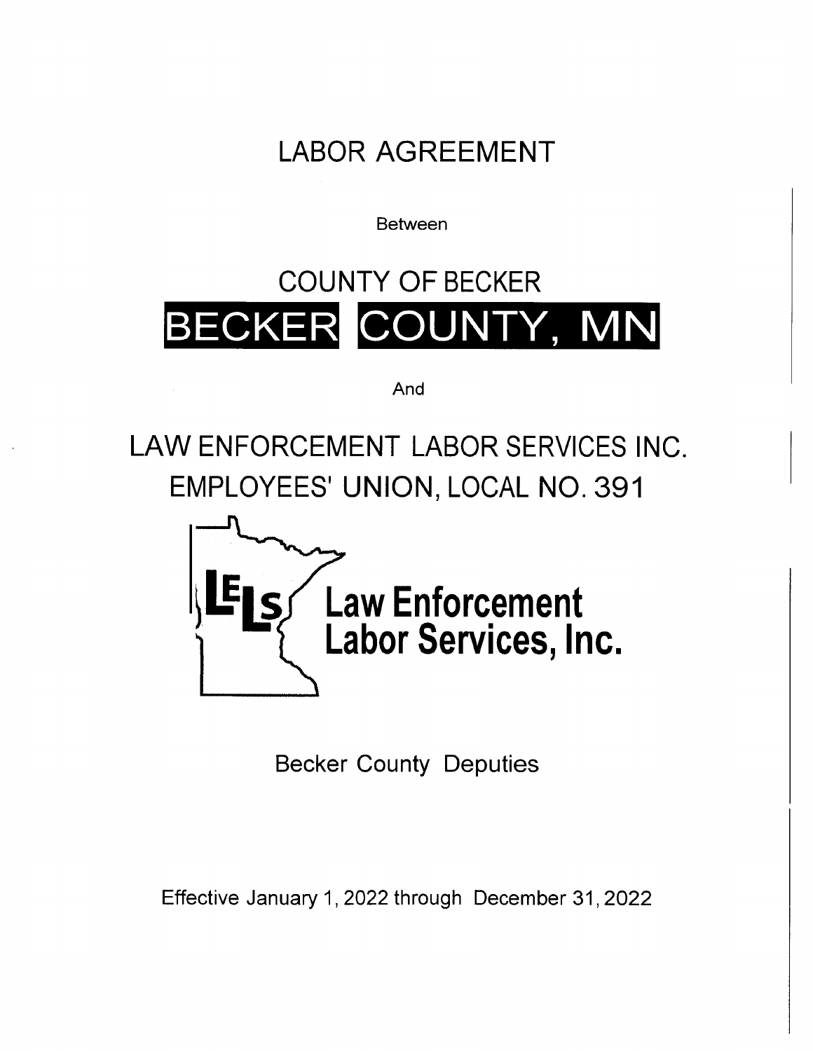# LABOR AGREEMENT

Between

# COUNTY OF BECKER

# BECKER COUNTY, MN

And

# LAW ENFORCEMENT LABOR SERVICES INC. EMPLOYEES' UNION, LOCAL NO. 391

**LELS Law Enforcement Labor Services, Inc.**

Becker County Deputies

Effective January 1, 2022 through December 31, 2022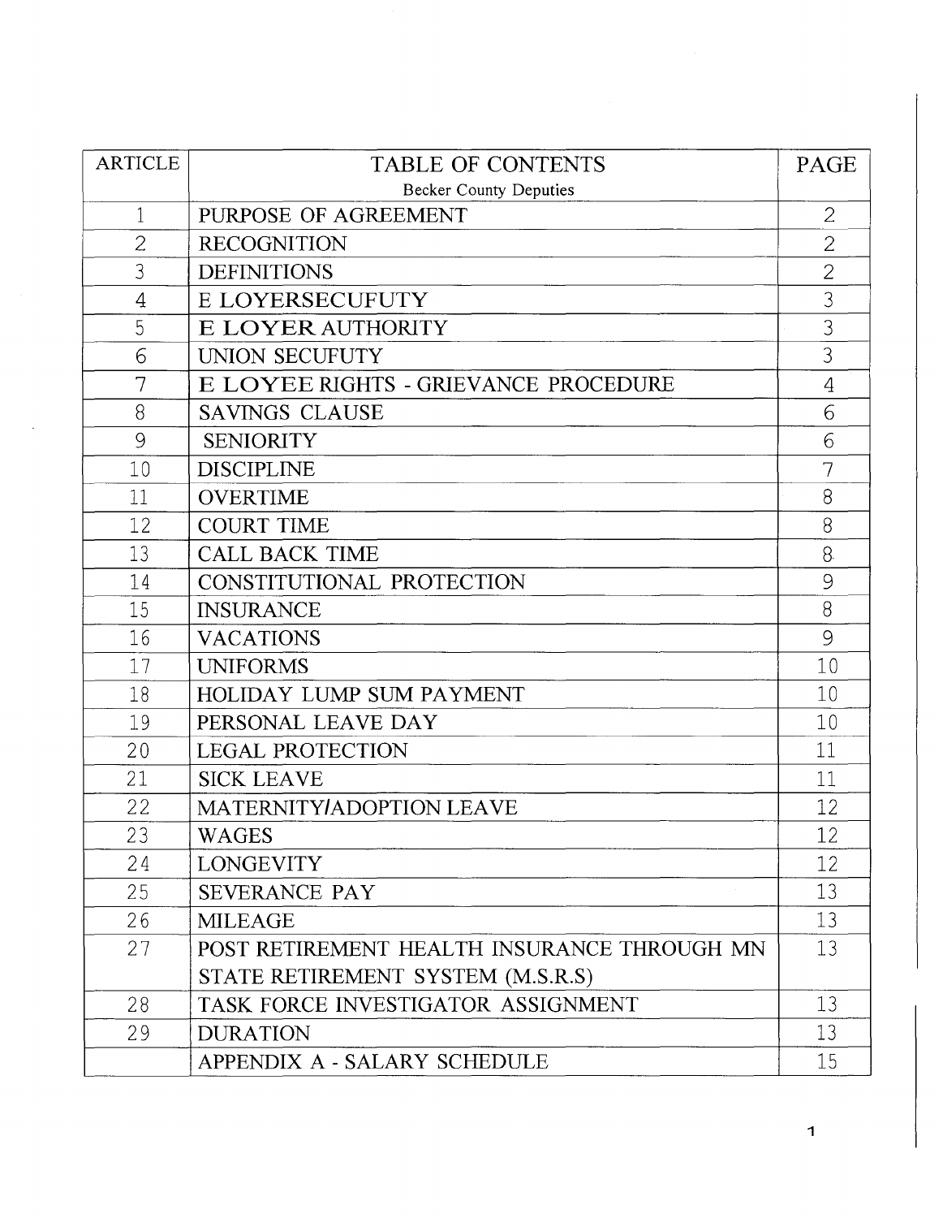| ARTICLE | TABLE OF CONTENTS<br>Becker County Deputies | PAGE |
|---|---|---|
| 1 | PURPOSE OF AGREEMENT | 2 |
| 2 | RECOGNITION | 2 |
| 3 | DEFINITIONS | 2 |
| 4 | E LOYERSECUFUTY | 3 |
| 5 | E LOYER AUTHORITY | 3 |
| 6 | UNION SECUFUTY | 3 |
| 7 | E LOYEE RIGHTS - GRIEVANCE PROCEDURE | 4 |
| 8 | SAVINGS CLAUSE | 6 |
| 9 | SENIORITY | 6 |
| 10 | DISCIPLINE | 7 |
| 11 | OVERTIME | 8 |
| 12 | COURT TIME | 8 |
| 13 | CALL BACK TIME | 8 |
| 14 | CONSTITUTIONAL PROTECTION | 9 |
| 15 | INSURANCE | 8 |
| 16 | VACATIONS | 9 |
| 17 | UNIFORMS | 10 |
| 18 | HOLIDAY LUMP SUM PAYMENT | 10 |
| 19 | PERSONAL LEAVE DAY | 10 |
| 20 | LEGAL PROTECTION | 11 |
| 21 | SICK LEAVE | 11 |
| 22 | MATERNITY/ADOPTION LEAVE | 12 |
| 23 | WAGES | 12 |
| 24 | LONGEVITY | 12 |
| 25 | SEVERANCE PAY | 13 |
| 26 | MILEAGE | 13 |
| 27 | POST RETIREMENT HEALTH INSURANCE THROUGH MN STATE RETIREMENT SYSTEM (M.S.R.S) | 13 |
| 28 | TASK FORCE INVESTIGATOR ASSIGNMENT | 13 |
| 29 | DURATION | 13 |
| | APPENDIX A - SALARY SCHEDULE | 15 |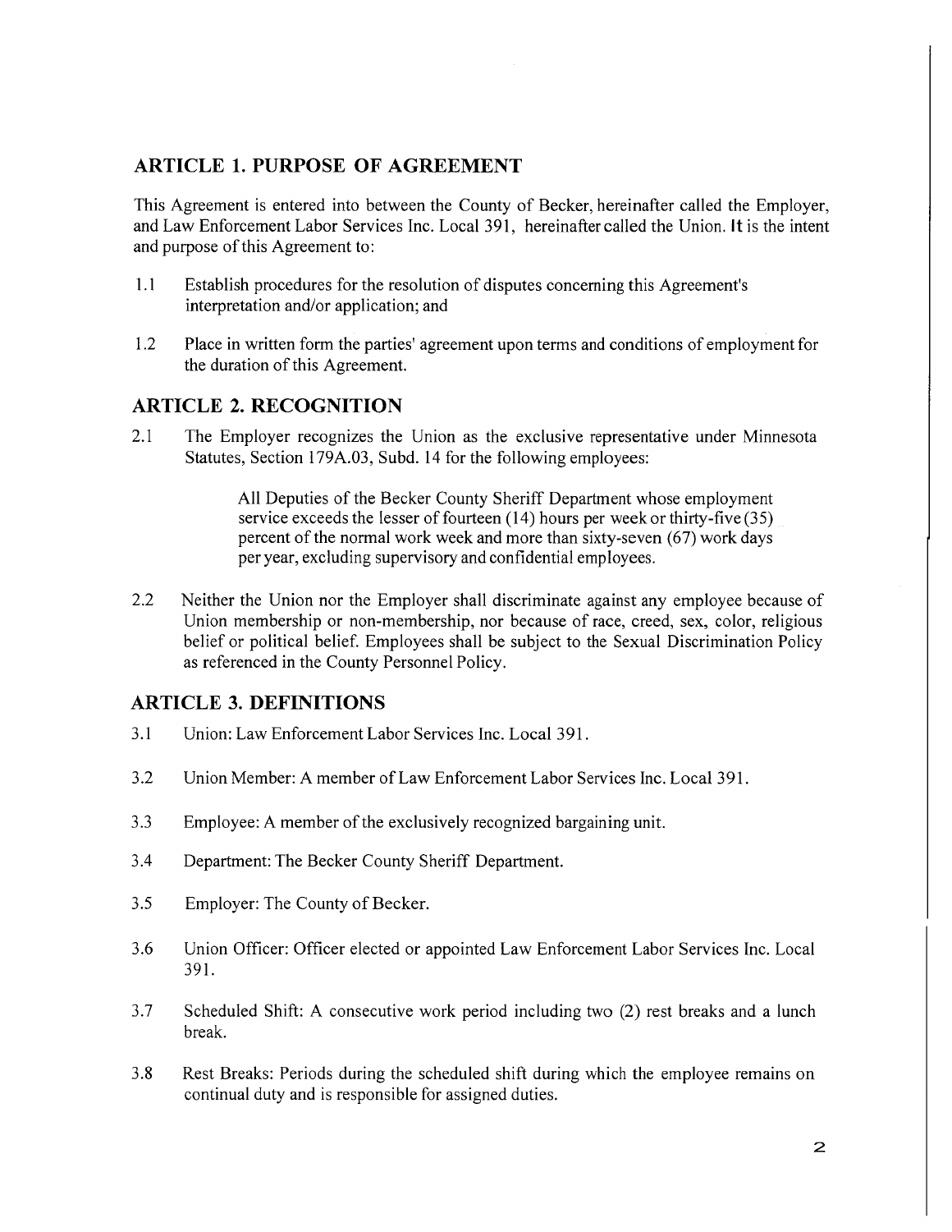## ARTICLE 1. PURPOSE OF AGREEMENT

This Agreement is entered into between the County of Becker, hereinafter called the Employer, and Law Enforcement Labor Services Inc. Local 391, hereinafter called the Union. It is the intent and purpose of this Agreement to:

1.1 Establish procedures for the resolution of disputes concerning this Agreement's interpretation and/or application; and

1.2 Place in written form the parties' agreement upon terms and conditions of employment for the duration of this Agreement.

## ARTICLE 2. RECOGNITION

2.1 The Employer recognizes the Union as the exclusive representative under Minnesota Statutes, Section 179A.03, Subd. 14 for the following employees:

> All Deputies of the Becker County Sheriff Department whose employment service exceeds the lesser of fourteen (14) hours per week or thirty-five (35) percent of the normal work week and more than sixty-seven (67) work days per year, excluding supervisory and confidential employees.

2.2 Neither the Union nor the Employer shall discriminate against any employee because of Union membership or non-membership, nor because of race, creed, sex, color, religious belief or political belief. Employees shall be subject to the Sexual Discrimination Policy as referenced in the County Personnel Policy.

## ARTICLE 3. DEFINITIONS

3.1 Union: Law Enforcement Labor Services Inc. Local 391.

3.2 Union Member: A member of Law Enforcement Labor Services Inc. Local 391.

3.3 Employee: A member of the exclusively recognized bargaining unit.

3.4 Department: The Becker County Sheriff Department.

3.5 Employer: The County of Becker.

3.6 Union Officer: Officer elected or appointed Law Enforcement Labor Services Inc. Local 391.

3.7 Scheduled Shift: A consecutive work period including two (2) rest breaks and a lunch break.

3.8 Rest Breaks: Periods during the scheduled shift during which the employee remains on continual duty and is responsible for assigned duties.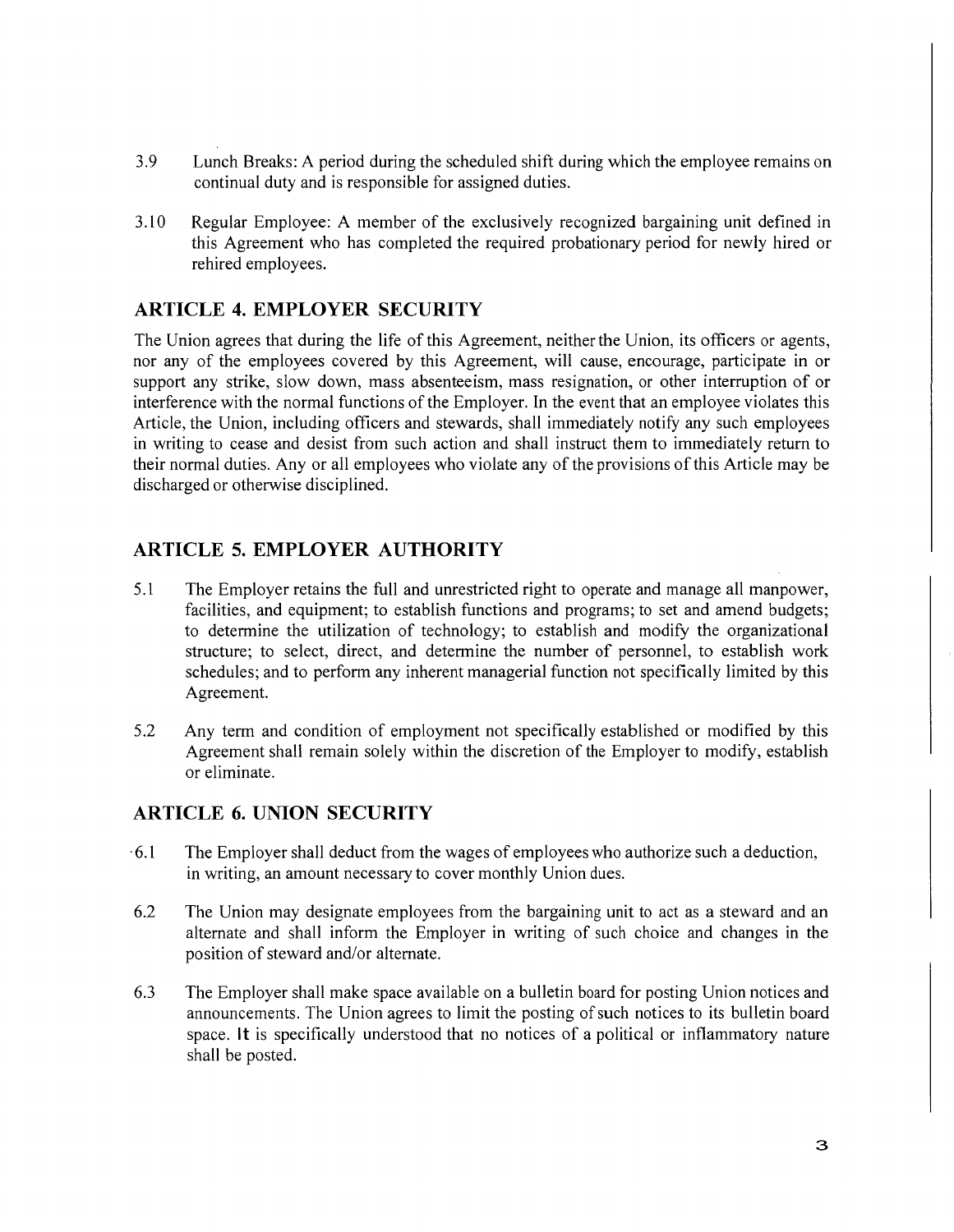3.9 Lunch Breaks: A period during the scheduled shift during which the employee remains on continual duty and is responsible for assigned duties.

3.10 Regular Employee: A member of the exclusively recognized bargaining unit defined in this Agreement who has completed the required probationary period for newly hired or rehired employees.

## ARTICLE 4. EMPLOYER SECURITY

The Union agrees that during the life of this Agreement, neither the Union, its officers or agents, nor any of the employees covered by this Agreement, will cause, encourage, participate in or support any strike, slow down, mass absenteeism, mass resignation, or other interruption of or interference with the normal functions of the Employer. In the event that an employee violates this Article, the Union, including officers and stewards, shall immediately notify any such employees in writing to cease and desist from such action and shall instruct them to immediately return to their normal duties. Any or all employees who violate any of the provisions of this Article may be discharged or otherwise disciplined.

## ARTICLE 5. EMPLOYER AUTHORITY

5.1 The Employer retains the full and unrestricted right to operate and manage all manpower, facilities, and equipment; to establish functions and programs; to set and amend budgets; to determine the utilization of technology; to establish and modify the organizational structure; to select, direct, and determine the number of personnel, to establish work schedules; and to perform any inherent managerial function not specifically limited by this Agreement.

5.2 Any term and condition of employment not specifically established or modified by this Agreement shall remain solely within the discretion of the Employer to modify, establish or eliminate.

## ARTICLE 6. UNION SECURITY

6.1 The Employer shall deduct from the wages of employees who authorize such a deduction, in writing, an amount necessary to cover monthly Union dues.

6.2 The Union may designate employees from the bargaining unit to act as a steward and an alternate and shall inform the Employer in writing of such choice and changes in the position of steward and/or alternate.

6.3 The Employer shall make space available on a bulletin board for posting Union notices and announcements. The Union agrees to limit the posting of such notices to its bulletin board space. It is specifically understood that no notices of a political or inflammatory nature shall be posted.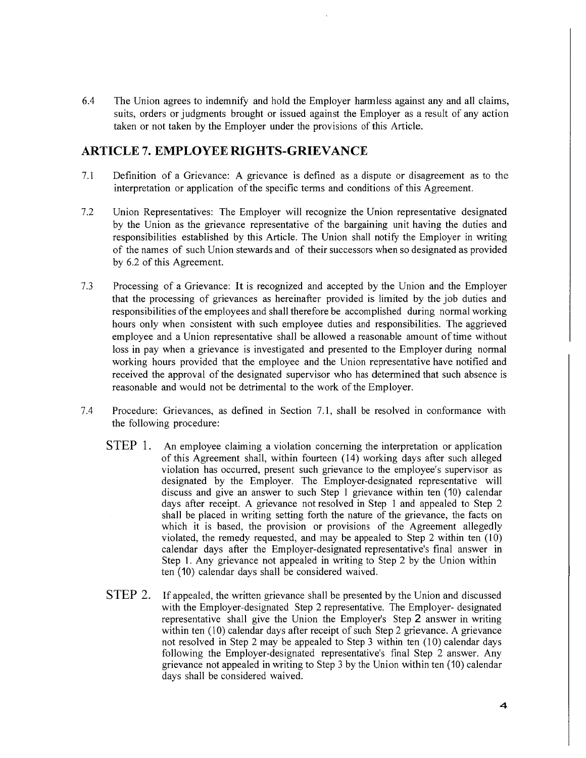6.4 The Union agrees to indemnify and hold the Employer harmless against any and all claims, suits, orders or judgments brought or issued against the Employer as a result of any action taken or not taken by the Employer under the provisions of this Article.

## ARTICLE 7. EMPLOYEE RIGHTS-GRIEVANCE

7.1 Definition of a Grievance: A grievance is defined as a dispute or disagreement as to the interpretation or application of the specific terms and conditions of this Agreement.

7.2 Union Representatives: The Employer will recognize the Union representative designated by the Union as the grievance representative of the bargaining unit having the duties and responsibilities established by this Article. The Union shall notify the Employer in writing of the names of such Union stewards and of their successors when so designated as provided by 6.2 of this Agreement.

7.3 Processing of a Grievance: It is recognized and accepted by the Union and the Employer that the processing of grievances as hereinafter provided is limited by the job duties and responsibilities of the employees and shall therefore be accomplished during normal working hours only when consistent with such employee duties and responsibilities. The aggrieved employee and a Union representative shall be allowed a reasonable amount of time without loss in pay when a grievance is investigated and presented to the Employer during normal working hours provided that the employee and the Union representative have notified and received the approval of the designated supervisor who has determined that such absence is reasonable and would not be detrimental to the work of the Employer.

7.4 Procedure: Grievances, as defined in Section 7.1, shall be resolved in conformance with the following procedure:

STEP 1. An employee claiming a violation concerning the interpretation or application of this Agreement shall, within fourteen (14) working days after such alleged violation has occurred, present such grievance to the employee's supervisor as designated by the Employer. The Employer-designated representative will discuss and give an answer to such Step 1 grievance within ten (10) calendar days after receipt. A grievance not resolved in Step 1 and appealed to Step 2 shall be placed in writing setting forth the nature of the grievance, the facts on which it is based, the provision or provisions of the Agreement allegedly violated, the remedy requested, and may be appealed to Step 2 within ten (10) calendar days after the Employer-designated representative's final answer in Step 1. Any grievance not appealed in writing to Step 2 by the Union within ten (10) calendar days shall be considered waived.

STEP 2. If appealed, the written grievance shall be presented by the Union and discussed with the Employer-designated Step 2 representative. The Employer- designated representative shall give the Union the Employer's Step 2 answer in writing within ten (10) calendar days after receipt of such Step 2 grievance. A grievance not resolved in Step 2 may be appealed to Step 3 within ten (10) calendar days following the Employer-designated representative's final Step 2 answer. Any grievance not appealed in writing to Step 3 by the Union within ten (10) calendar days shall be considered waived.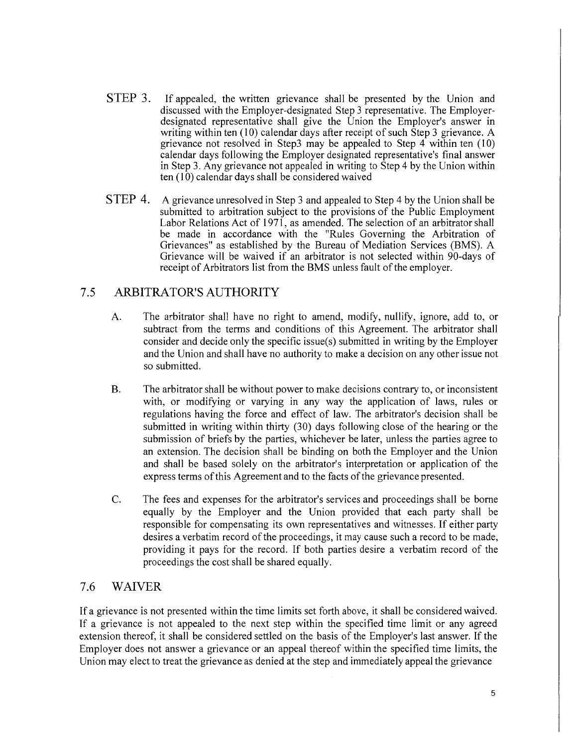**STEP 3.** If appealed, the written grievance shall be presented by the Union and discussed with the Employer-designated Step 3 representative. The Employer-designated representative shall give the Union the Employer's answer in writing within ten (10) calendar days after receipt of such Step 3 grievance. A grievance not resolved in Step3 may be appealed to Step 4 within ten (10) calendar days following the Employer designated representative's final answer in Step 3. Any grievance not appealed in writing to Step 4 by the Union within ten (10) calendar days shall be considered waived

**STEP 4.** A grievance unresolved in Step 3 and appealed to Step 4 by the Union shall be submitted to arbitration subject to the provisions of the Public Employment Labor Relations Act of 1971, as amended. The selection of an arbitrator shall be made in accordance with the "Rules Governing the Arbitration of Grievances" as established by the Bureau of Mediation Services (BMS). A Grievance will be waived if an arbitrator is not selected within 90-days of receipt of Arbitrators list from the BMS unless fault of the employer.

## 7.5 ARBITRATOR'S AUTHORITY

A. The arbitrator shall have no right to amend, modify, nullify, ignore, add to, or subtract from the terms and conditions of this Agreement. The arbitrator shall consider and decide only the specific issue(s) submitted in writing by the Employer and the Union and shall have no authority to make a decision on any other issue not so submitted.

B. The arbitrator shall be without power to make decisions contrary to, or inconsistent with, or modifying or varying in any way the application of laws, rules or regulations having the force and effect of law. The arbitrator's decision shall be submitted in writing within thirty (30) days following close of the hearing or the submission of briefs by the parties, whichever be later, unless the parties agree to an extension. The decision shall be binding on both the Employer and the Union and shall be based solely on the arbitrator's interpretation or application of the express terms of this Agreement and to the facts of the grievance presented.

C. The fees and expenses for the arbitrator's services and proceedings shall be borne equally by the Employer and the Union provided that each party shall be responsible for compensating its own representatives and witnesses. If either party desires a verbatim record of the proceedings, it may cause such a record to be made, providing it pays for the record. If both parties desire a verbatim record of the proceedings the cost shall be shared equally.

## 7.6 WAIVER

If a grievance is not presented within the time limits set forth above, it shall be considered waived. If a grievance is not appealed to the next step within the specified time limit or any agreed extension thereof, it shall be considered settled on the basis of the Employer's last answer. If the Employer does not answer a grievance or an appeal thereof within the specified time limits, the Union may elect to treat the grievance as denied at the step and immediately appeal the grievance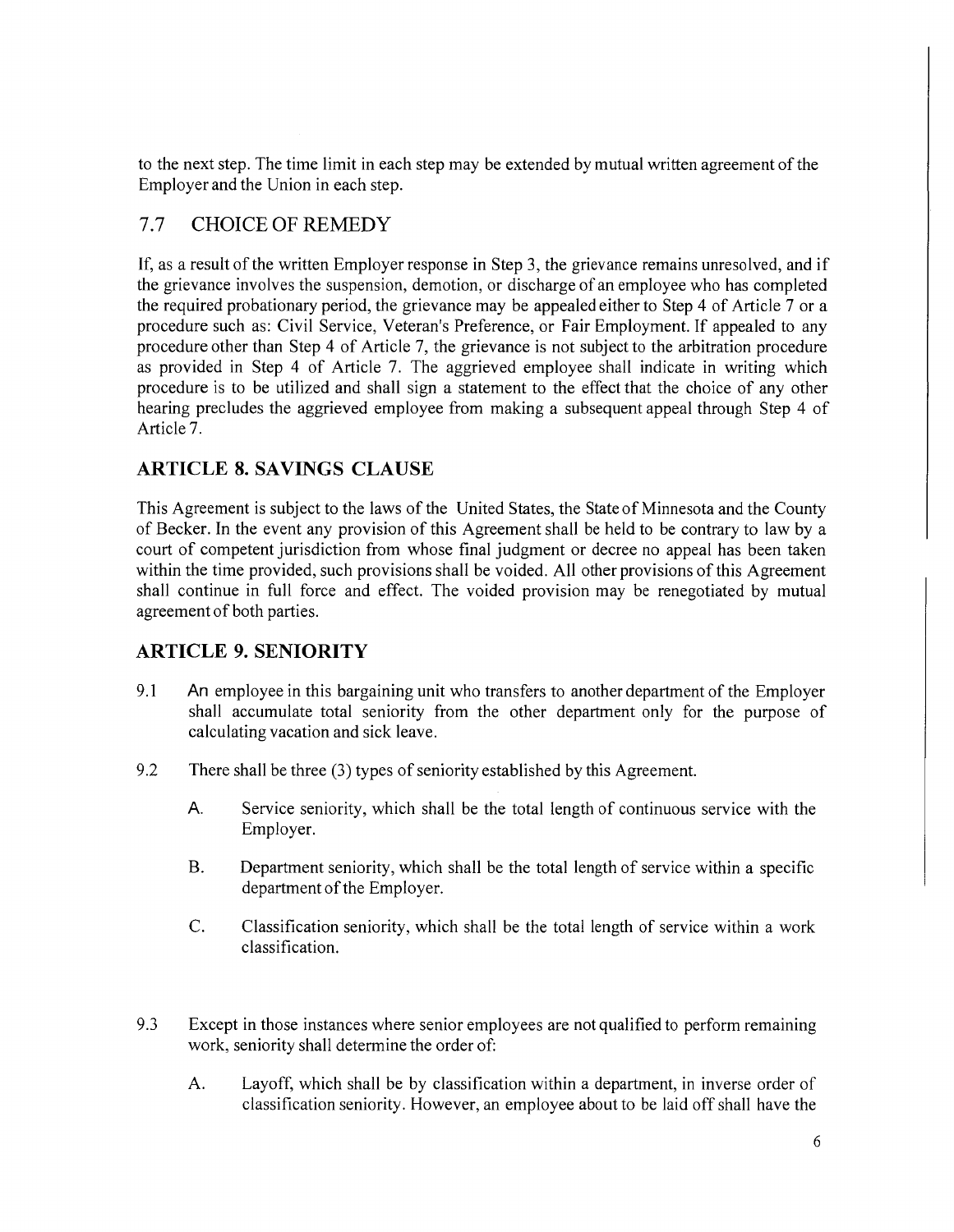to the next step. The time limit in each step may be extended by mutual written agreement of the Employer and the Union in each step.

## 7.7 CHOICE OF REMEDY

If, as a result of the written Employer response in Step 3, the grievance remains unresolved, and if the grievance involves the suspension, demotion, or discharge of an employee who has completed the required probationary period, the grievance may be appealed either to Step 4 of Article 7 or a procedure such as: Civil Service, Veteran's Preference, or Fair Employment. If appealed to any procedure other than Step 4 of Article 7, the grievance is not subject to the arbitration procedure as provided in Step 4 of Article 7. The aggrieved employee shall indicate in writing which procedure is to be utilized and shall sign a statement to the effect that the choice of any other hearing precludes the aggrieved employee from making a subsequent appeal through Step 4 of Article 7.

## ARTICLE 8. SAVINGS CLAUSE

This Agreement is subject to the laws of the United States, the State of Minnesota and the County of Becker. In the event any provision of this Agreement shall be held to be contrary to law by a court of competent jurisdiction from whose final judgment or decree no appeal has been taken within the time provided, such provisions shall be voided. All other provisions of this Agreement shall continue in full force and effect. The voided provision may be renegotiated by mutual agreement of both parties.

## ARTICLE 9. SENIORITY

9.1 An employee in this bargaining unit who transfers to another department of the Employer shall accumulate total seniority from the other department only for the purpose of calculating vacation and sick leave.

9.2 There shall be three (3) types of seniority established by this Agreement.

A. Service seniority, which shall be the total length of continuous service with the Employer.

B. Department seniority, which shall be the total length of service within a specific department of the Employer.

C. Classification seniority, which shall be the total length of service within a work classification.

9.3 Except in those instances where senior employees are not qualified to perform remaining work, seniority shall determine the order of:

A. Layoff, which shall be by classification within a department, in inverse order of classification seniority. However, an employee about to be laid off shall have the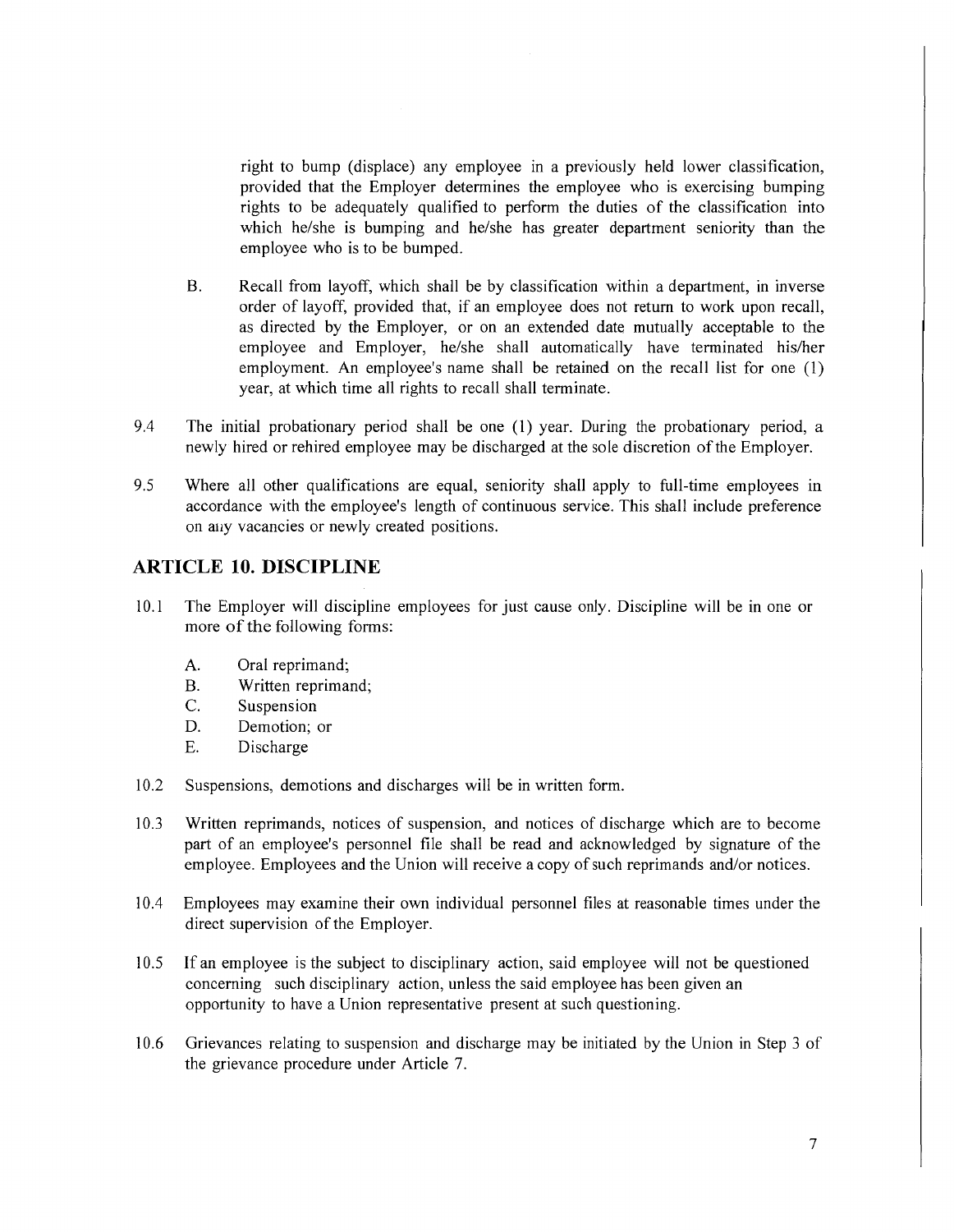right to bump (displace) any employee in a previously held lower classification, provided that the Employer determines the employee who is exercising bumping rights to be adequately qualified to perform the duties of the classification into which he/she is bumping and he/she has greater department seniority than the employee who is to be bumped.

B. Recall from layoff, which shall be by classification within a department, in inverse order of layoff, provided that, if an employee does not return to work upon recall, as directed by the Employer, or on an extended date mutually acceptable to the employee and Employer, he/she shall automatically have terminated his/her employment. An employee's name shall be retained on the recall list for one (1) year, at which time all rights to recall shall terminate.

9.4 The initial probationary period shall be one (1) year. During the probationary period, a newly hired or rehired employee may be discharged at the sole discretion of the Employer.

9.5 Where all other qualifications are equal, seniority shall apply to full-time employees in accordance with the employee's length of continuous service. This shall include preference on any vacancies or newly created positions.

## ARTICLE 10. DISCIPLINE

10.1 The Employer will discipline employees for just cause only. Discipline will be in one or more of the following forms:

A. Oral reprimand;
B. Written reprimand;
C. Suspension
D. Demotion; or
E. Discharge

10.2 Suspensions, demotions and discharges will be in written form.

10.3 Written reprimands, notices of suspension, and notices of discharge which are to become part of an employee's personnel file shall be read and acknowledged by signature of the employee. Employees and the Union will receive a copy of such reprimands and/or notices.

10.4 Employees may examine their own individual personnel files at reasonable times under the direct supervision of the Employer.

10.5 If an employee is the subject to disciplinary action, said employee will not be questioned concerning such disciplinary action, unless the said employee has been given an opportunity to have a Union representative present at such questioning.

10.6 Grievances relating to suspension and discharge may be initiated by the Union in Step 3 of the grievance procedure under Article 7.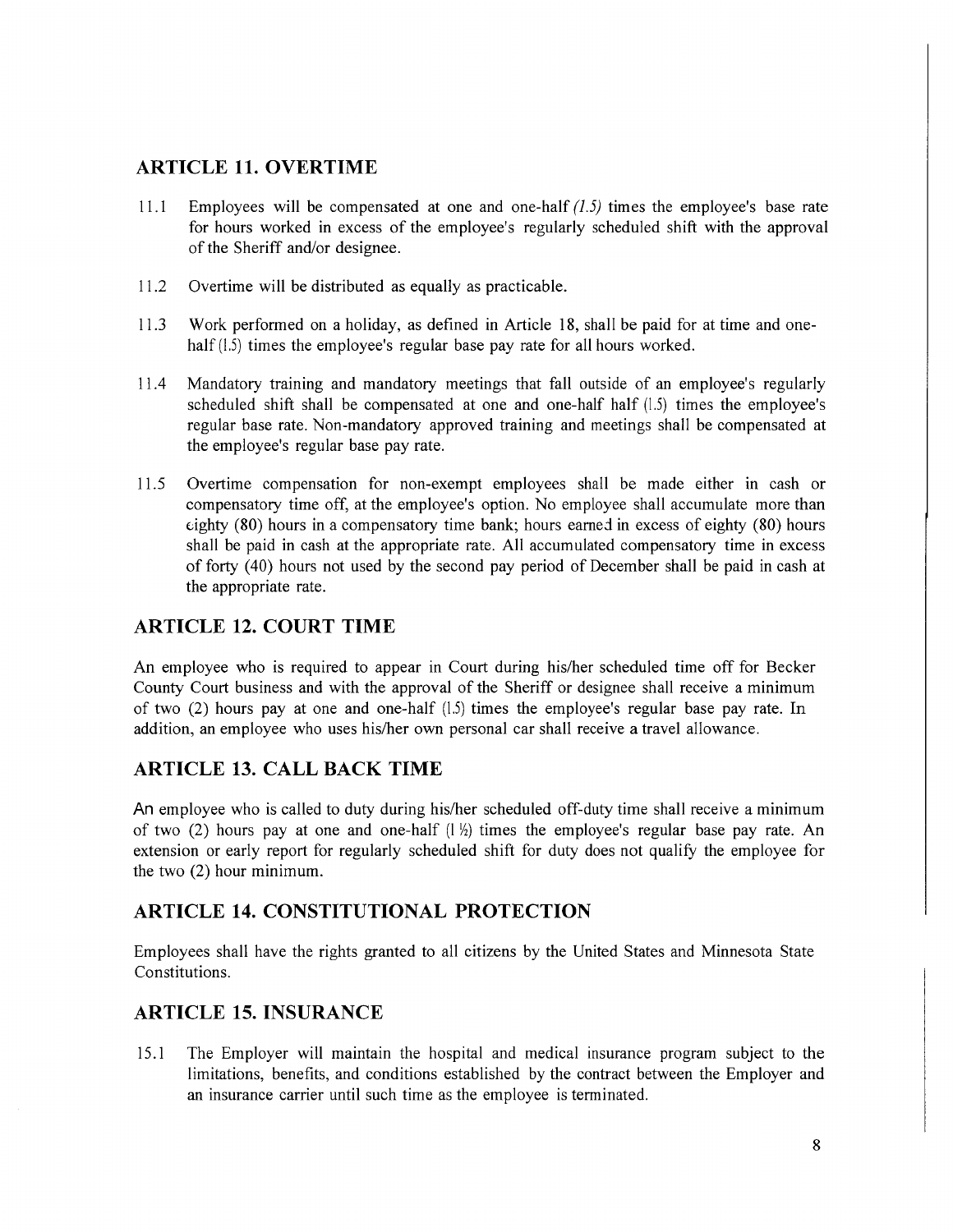## ARTICLE 11. OVERTIME

11.1 Employees will be compensated at one and one-half *(1.5)* times the employee's base rate for hours worked in excess of the employee's regularly scheduled shift with the approval of the Sheriff and/or designee.

11.2 Overtime will be distributed as equally as practicable.

11.3 Work performed on a holiday, as defined in Article 18, shall be paid for at time and one-half (1.5) times the employee's regular base pay rate for all hours worked.

11.4 Mandatory training and mandatory meetings that fall outside of an employee's regularly scheduled shift shall be compensated at one and one-half half (1.5) times the employee's regular base rate. Non-mandatory approved training and meetings shall be compensated at the employee's regular base pay rate.

11.5 Overtime compensation for non-exempt employees shall be made either in cash or compensatory time off, at the employee's option. No employee shall accumulate more than eighty (80) hours in a compensatory time bank; hours earned in excess of eighty (80) hours shall be paid in cash at the appropriate rate. All accumulated compensatory time in excess of forty (40) hours not used by the second pay period of December shall be paid in cash at the appropriate rate.

## ARTICLE 12. COURT TIME

An employee who is required to appear in Court during his/her scheduled time off for Becker County Court business and with the approval of the Sheriff or designee shall receive a minimum of two (2) hours pay at one and one-half (1.5) times the employee's regular base pay rate. In addition, an employee who uses his/her own personal car shall receive a travel allowance.

## ARTICLE 13. CALL BACK TIME

An employee who is called to duty during his/her scheduled off-duty time shall receive a minimum of two (2) hours pay at one and one-half (1 ½) times the employee's regular base pay rate. An extension or early report for regularly scheduled shift for duty does not qualify the employee for the two (2) hour minimum.

## ARTICLE 14. CONSTITUTIONAL PROTECTION

Employees shall have the rights granted to all citizens by the United States and Minnesota State Constitutions.

## ARTICLE 15. INSURANCE

15.1 The Employer will maintain the hospital and medical insurance program subject to the limitations, benefits, and conditions established by the contract between the Employer and an insurance carrier until such time as the employee is terminated.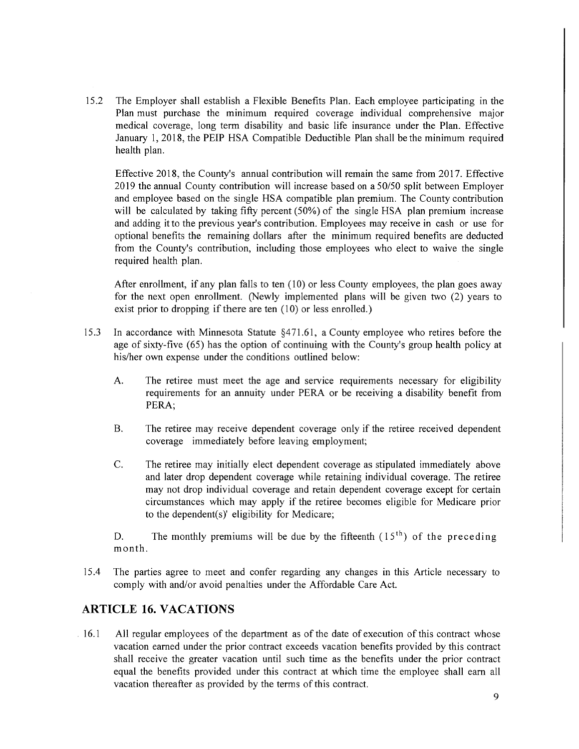15.2 The Employer shall establish a Flexible Benefits Plan. Each employee participating in the Plan must purchase the minimum required coverage individual comprehensive major medical coverage, long term disability and basic life insurance under the Plan. Effective January 1, 2018, the PEIP HSA Compatible Deductible Plan shall be the minimum required health plan.

Effective 2018, the County's annual contribution will remain the same from 2017. Effective 2019 the annual County contribution will increase based on a 50/50 split between Employer and employee based on the single HSA compatible plan premium. The County contribution will be calculated by taking fifty percent (50%) of the single HSA plan premium increase and adding it to the previous year's contribution. Employees may receive in cash or use for optional benefits the remaining dollars after the minimum required benefits are deducted from the County's contribution, including those employees who elect to waive the single required health plan.

After enrollment, if any plan falls to ten (10) or less County employees, the plan goes away for the next open enrollment. (Newly implemented plans will be given two (2) years to exist prior to dropping if there are ten (10) or less enrolled.)

15.3 In accordance with Minnesota Statute §471.61, a County employee who retires before the age of sixty-five (65) has the option of continuing with the County's group health policy at his/her own expense under the conditions outlined below:

A. The retiree must meet the age and service requirements necessary for eligibility requirements for an annuity under PERA or be receiving a disability benefit from PERA;

B. The retiree may receive dependent coverage only if the retiree received dependent coverage immediately before leaving employment;

C. The retiree may initially elect dependent coverage as stipulated immediately above and later drop dependent coverage while retaining individual coverage. The retiree may not drop individual coverage and retain dependent coverage except for certain circumstances which may apply if the retiree becomes eligible for Medicare prior to the dependent(s)' eligibility for Medicare;

D. The monthly premiums will be due by the fifteenth (15th) of the preceding month.

15.4 The parties agree to meet and confer regarding any changes in this Article necessary to comply with and/or avoid penalties under the Affordable Care Act.

## ARTICLE 16. VACATIONS

16.1 All regular employees of the department as of the date of execution of this contract whose vacation earned under the prior contract exceeds vacation benefits provided by this contract shall receive the greater vacation until such time as the benefits under the prior contract equal the benefits provided under this contract at which time the employee shall earn all vacation thereafter as provided by the terms of this contract.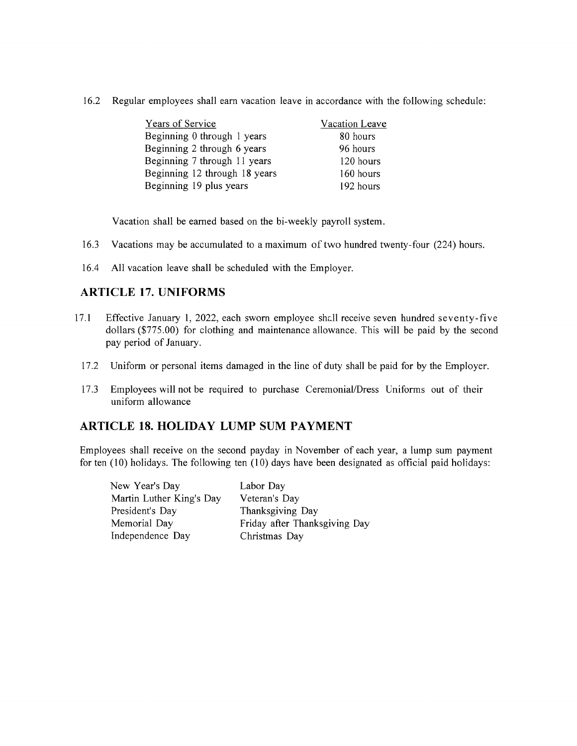16.2 Regular employees shall earn vacation leave in accordance with the following schedule:

| Years of Service | Vacation Leave |
|---|---|
| Beginning 0 through 1 years | 80 hours |
| Beginning 2 through 6 years | 96 hours |
| Beginning 7 through 11 years | 120 hours |
| Beginning 12 through 18 years | 160 hours |
| Beginning 19 plus years | 192 hours |

Vacation shall be earned based on the bi-weekly payroll system.

16.3 Vacations may be accumulated to a maximum of two hundred twenty-four (224) hours.

16.4 All vacation leave shall be scheduled with the Employer.

## ARTICLE 17. UNIFORMS

17.1 Effective January 1, 2022, each sworn employee shall receive seven hundred seventy-five dollars ($775.00) for clothing and maintenance allowance. This will be paid by the second pay period of January.

17.2 Uniform or personal items damaged in the line of duty shall be paid for by the Employer.

17.3 Employees will not be required to purchase Ceremonial/Dress Uniforms out of their uniform allowance

## ARTICLE 18. HOLIDAY LUMP SUM PAYMENT

Employees shall receive on the second payday in November of each year, a lump sum payment for ten (10) holidays. The following ten (10) days have been designated as official paid holidays:

| | |
|---|---|
| New Year's Day | Labor Day |
| Martin Luther King's Day | Veteran's Day |
| President's Day | Thanksgiving Day |
| Memorial Day | Friday after Thanksgiving Day |
| Independence Day | Christmas Day |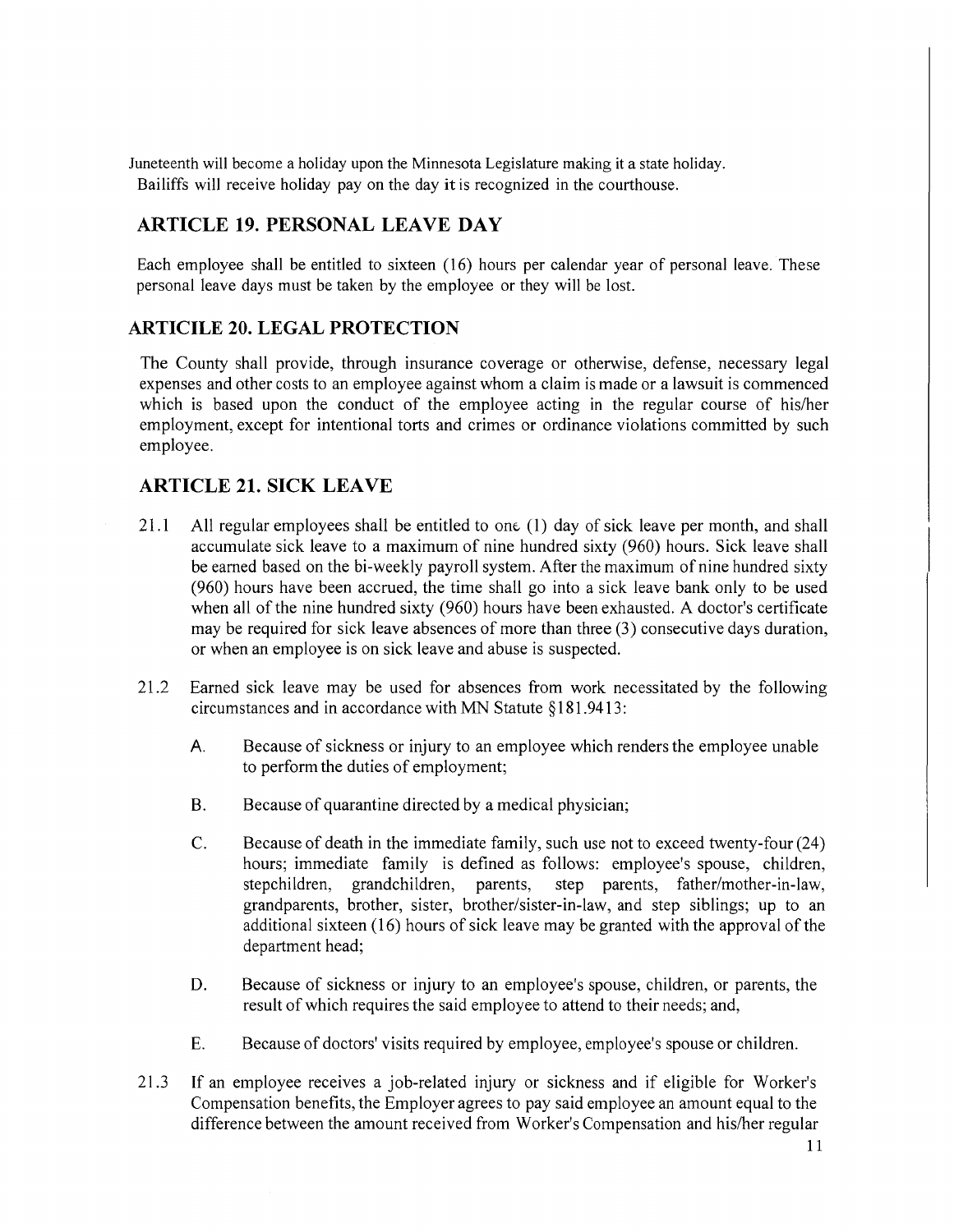Juneteenth will become a holiday upon the Minnesota Legislature making it a state holiday. Bailiffs will receive holiday pay on the day it is recognized in the courthouse.

## ARTICLE 19. PERSONAL LEAVE DAY

Each employee shall be entitled to sixteen (16) hours per calendar year of personal leave. These personal leave days must be taken by the employee or they will be lost.

## ARTICILE 20. LEGAL PROTECTION

The County shall provide, through insurance coverage or otherwise, defense, necessary legal expenses and other costs to an employee against whom a claim is made or a lawsuit is commenced which is based upon the conduct of the employee acting in the regular course of his/her employment, except for intentional torts and crimes or ordinance violations committed by such employee.

## ARTICLE 21. SICK LEAVE

21.1 All regular employees shall be entitled to one (1) day of sick leave per month, and shall accumulate sick leave to a maximum of nine hundred sixty (960) hours. Sick leave shall be earned based on the bi-weekly payroll system. After the maximum of nine hundred sixty (960) hours have been accrued, the time shall go into a sick leave bank only to be used when all of the nine hundred sixty (960) hours have been exhausted. A doctor's certificate may be required for sick leave absences of more than three (3) consecutive days duration, or when an employee is on sick leave and abuse is suspected.

21.2 Earned sick leave may be used for absences from work necessitated by the following circumstances and in accordance with MN Statute §181.9413:

A. Because of sickness or injury to an employee which renders the employee unable to perform the duties of employment;

B. Because of quarantine directed by a medical physician;

C. Because of death in the immediate family, such use not to exceed twenty-four (24) hours; immediate family is defined as follows: employee's spouse, children, stepchildren, grandchildren, parents, step parents, father/mother-in-law, grandparents, brother, sister, brother/sister-in-law, and step siblings; up to an additional sixteen (16) hours of sick leave may be granted with the approval of the department head;

D. Because of sickness or injury to an employee's spouse, children, or parents, the result of which requires the said employee to attend to their needs; and,

E. Because of doctors' visits required by employee, employee's spouse or children.

21.3 If an employee receives a job-related injury or sickness and if eligible for Worker's Compensation benefits, the Employer agrees to pay said employee an amount equal to the difference between the amount received from Worker's Compensation and his/her regular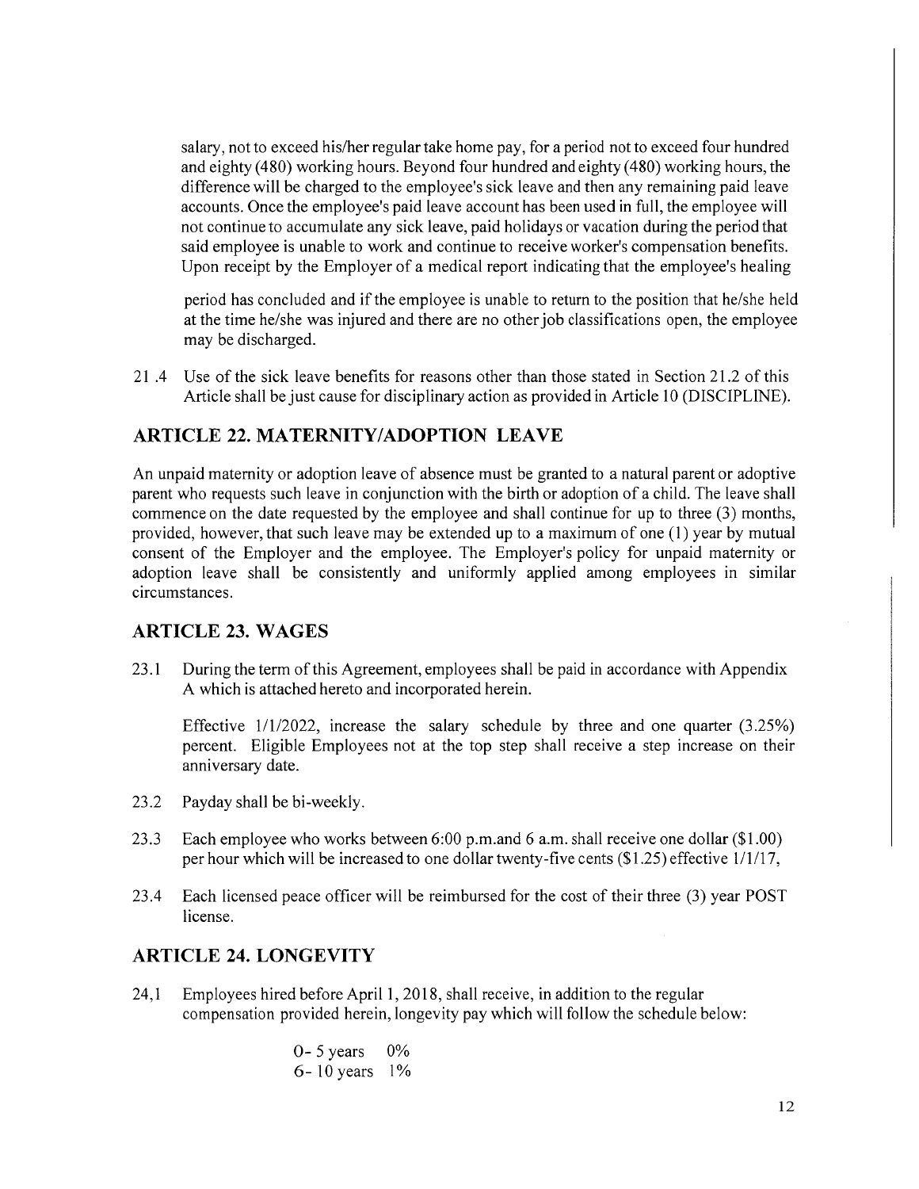salary, not to exceed his/her regular take home pay, for a period not to exceed four hundred and eighty (480) working hours. Beyond four hundred and eighty (480) working hours, the difference will be charged to the employee's sick leave and then any remaining paid leave accounts. Once the employee's paid leave account has been used in full, the employee will not continue to accumulate any sick leave, paid holidays or vacation during the period that said employee is unable to work and continue to receive worker's compensation benefits. Upon receipt by the Employer of a medical report indicating that the employee's healing

period has concluded and if the employee is unable to return to the position that he/she held at the time he/she was injured and there are no other job classifications open, the employee may be discharged.

21 .4 Use of the sick leave benefits for reasons other than those stated in Section 21.2 of this Article shall be just cause for disciplinary action as provided in Article 10 (DISCIPLINE).

## ARTICLE 22. MATERNITY/ADOPTION LEAVE

An unpaid maternity or adoption leave of absence must be granted to a natural parent or adoptive parent who requests such leave in conjunction with the birth or adoption of a child. The leave shall commence on the date requested by the employee and shall continue for up to three (3) months, provided, however, that such leave may be extended up to a maximum of one (1) year by mutual consent of the Employer and the employee. The Employer's policy for unpaid maternity or adoption leave shall be consistently and uniformly applied among employees in similar circumstances.

## ARTICLE 23. WAGES

23.1 During the term of this Agreement, employees shall be paid in accordance with Appendix A which is attached hereto and incorporated herein.

Effective 1/1/2022, increase the salary schedule by three and one quarter (3.25%) percent. Eligible Employees not at the top step shall receive a step increase on their anniversary date.

23.2 Payday shall be bi-weekly.

23.3 Each employee who works between 6:00 p.m.and 6 a.m. shall receive one dollar ($1.00) per hour which will be increased to one dollar twenty-five cents ($1.25) effective 1/1/17,

23.4 Each licensed peace officer will be reimbursed for the cost of their three (3) year POST license.

## ARTICLE 24. LONGEVITY

24,1 Employees hired before April 1, 2018, shall receive, in addition to the regular compensation provided herein, longevity pay which will follow the schedule below:

0- 5 years 0%
6- 10 years 1%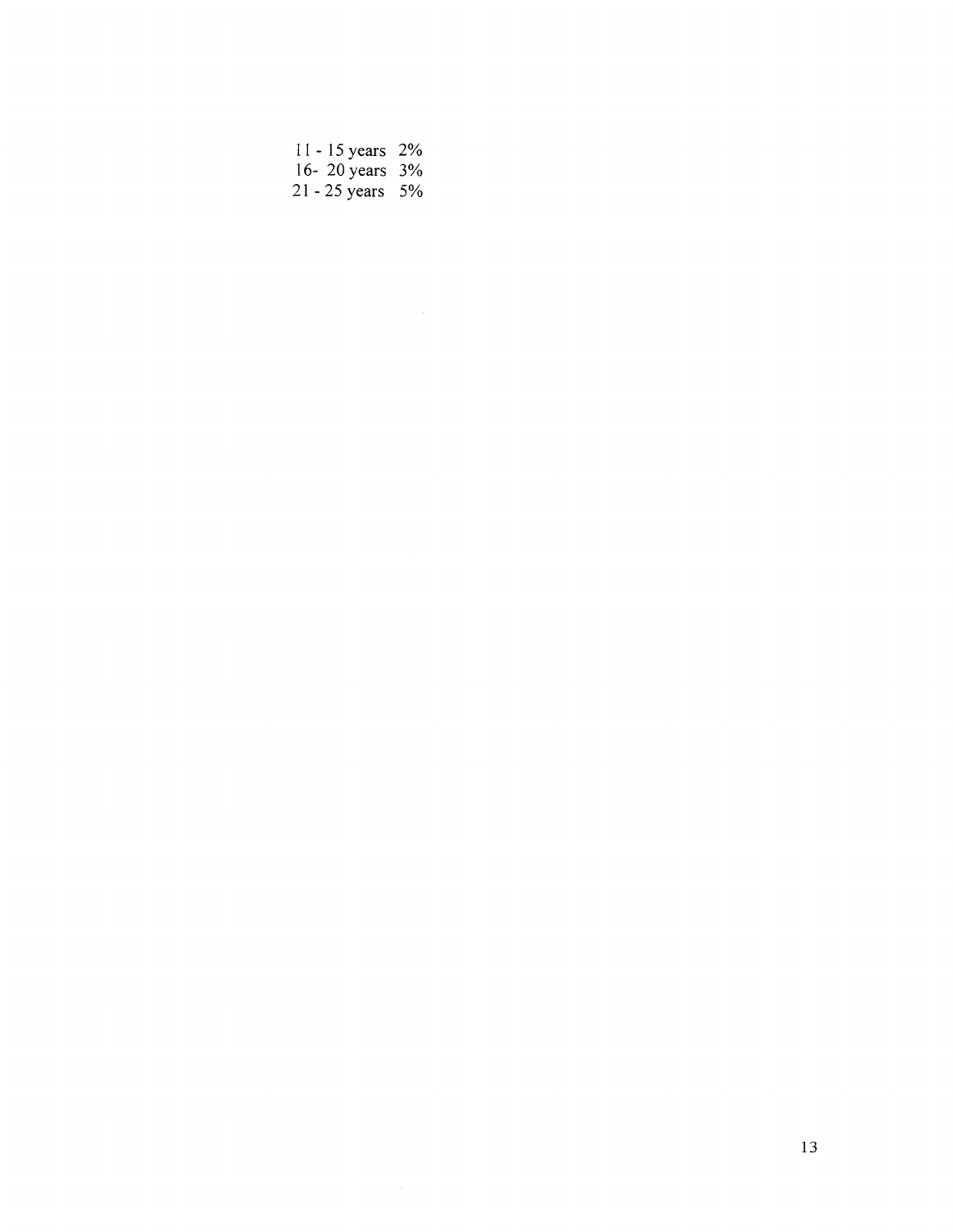11 - 15 years 2%
16- 20 years 3%
21 - 25 years 5%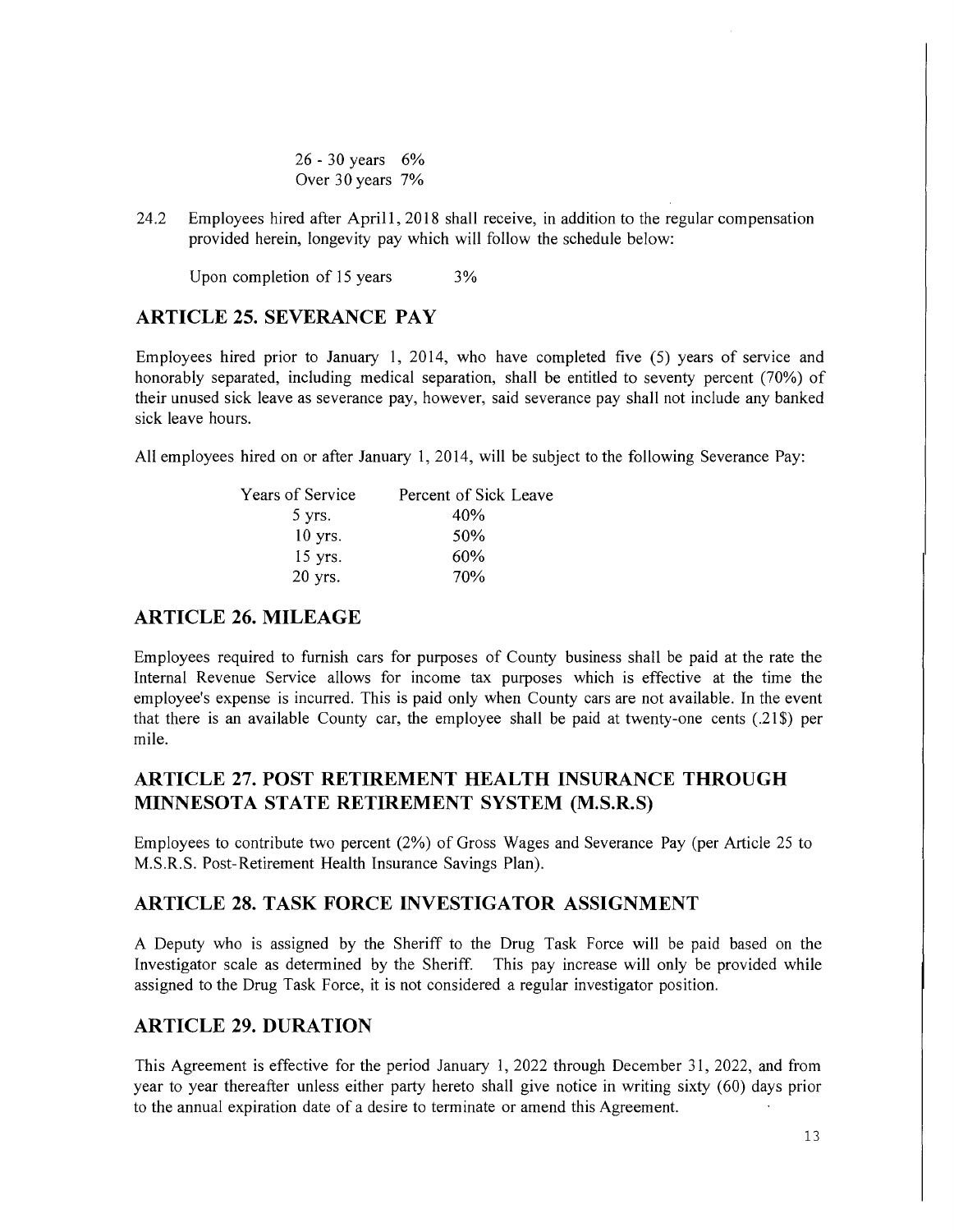| | |
|---|---|
| 26 - 30 years | 6% |
| Over 30 years | 7% |

24.2 Employees hired after April1, 2018 shall receive, in addition to the regular compensation provided herein, longevity pay which will follow the schedule below:

Upon completion of 15 years 3%

## ARTICLE 25. SEVERANCE PAY

Employees hired prior to January 1, 2014, who have completed five (5) years of service and honorably separated, including medical separation, shall be entitled to seventy percent (70%) of their unused sick leave as severance pay, however, said severance pay shall not include any banked sick leave hours.

All employees hired on or after January 1, 2014, will be subject to the following Severance Pay:

| Years of Service | Percent of Sick Leave |
|---|---|
| 5 yrs. | 40% |
| 10 yrs. | 50% |
| 15 yrs. | 60% |
| 20 yrs. | 70% |

## ARTICLE 26. MILEAGE

Employees required to furnish cars for purposes of County business shall be paid at the rate the Internal Revenue Service allows for income tax purposes which is effective at the time the employee's expense is incurred. This is paid only when County cars are not available. In the event that there is an available County car, the employee shall be paid at twenty-one cents (.21$) per mile.

## ARTICLE 27. POST RETIREMENT HEALTH INSURANCE THROUGH MINNESOTA STATE RETIREMENT SYSTEM (M.S.R.S)

Employees to contribute two percent (2%) of Gross Wages and Severance Pay (per Article 25 to M.S.R.S. Post-Retirement Health Insurance Savings Plan).

## ARTICLE 28. TASK FORCE INVESTIGATOR ASSIGNMENT

A Deputy who is assigned by the Sheriff to the Drug Task Force will be paid based on the Investigator scale as determined by the Sheriff. This pay increase will only be provided while assigned to the Drug Task Force, it is not considered a regular investigator position.

## ARTICLE 29. DURATION

This Agreement is effective for the period January 1, 2022 through December 31, 2022, and from year to year thereafter unless either party hereto shall give notice in writing sixty (60) days prior to the annual expiration date of a desire to terminate or amend this Agreement.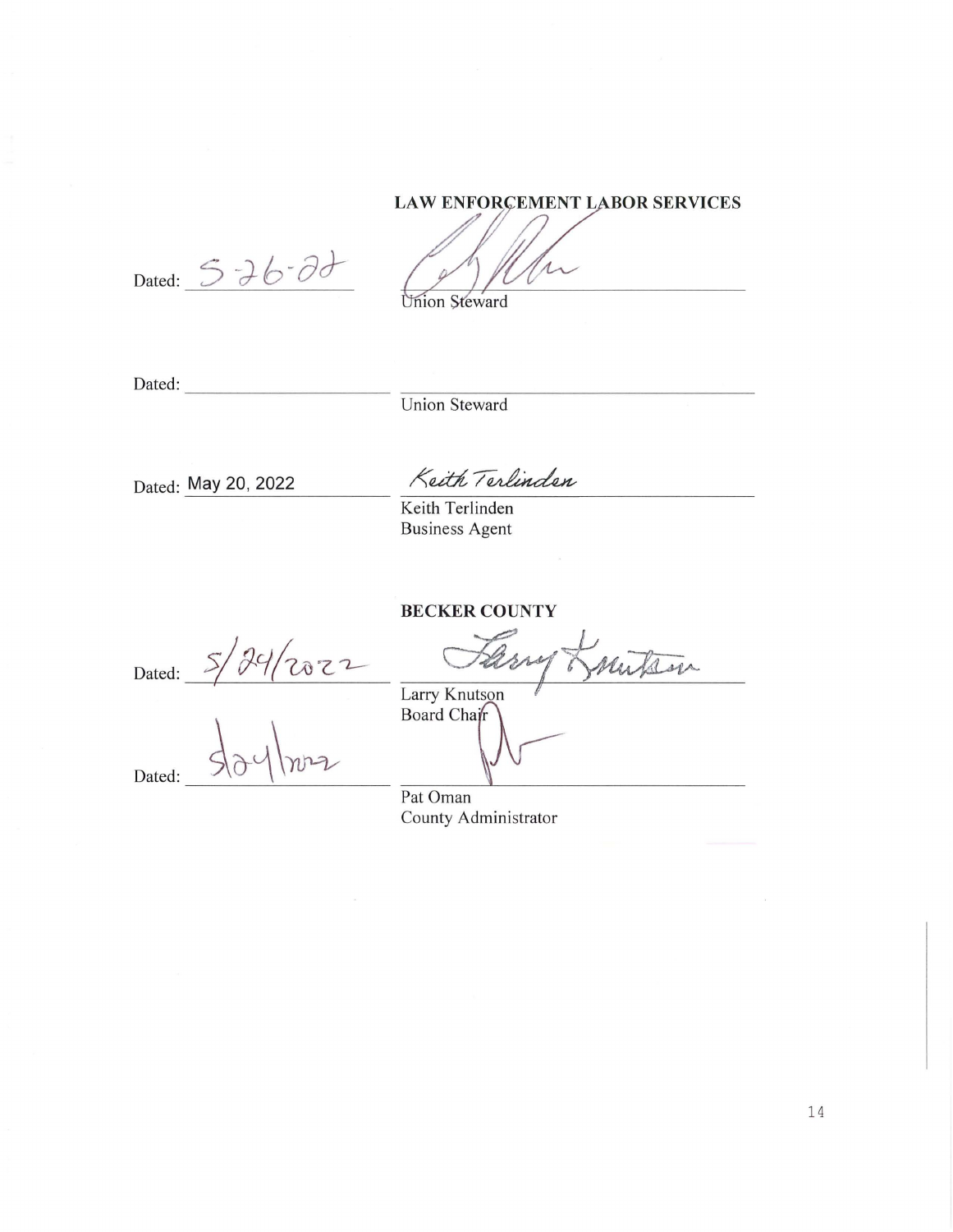**LAW ENFORCEMENT LABOR SERVICES**

Dated: 5-26-22

_______________________________
Union Steward

Dated: ____________________

_______________________________
Union Steward

Dated: May 20, 2022

Keith Terlinden
Keith Terlinden
Business Agent

**BECKER COUNTY**

Dated: 5/24/2022

Larry Knutson
Larry Knutson
Board Chair

Dated: 5/24/2022

_______________________________
Pat Oman
County Administrator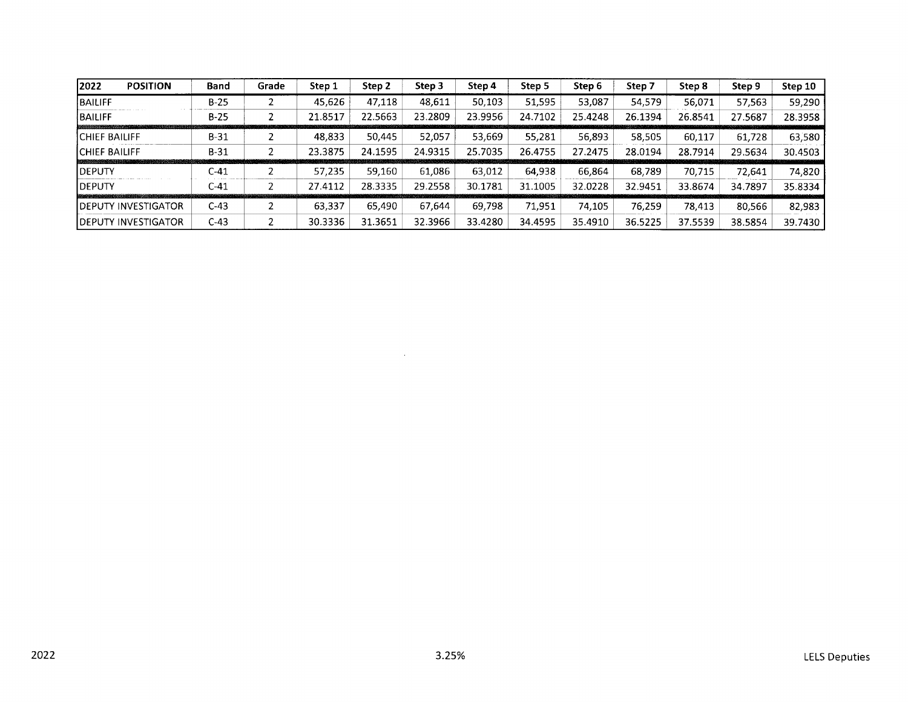| 2022 POSITION | Band | Grade | Step 1 | Step 2 | Step 3 | Step 4 | Step 5 | Step 6 | Step 7 | Step 8 | Step 9 | Step 10 |
|---|---|---|---|---|---|---|---|---|---|---|---|---|
| BAILIFF | B-25 | 2 | 45,626 | 47,118 | 48,611 | 50,103 | 51,595 | 53,087 | 54,579 | 56,071 | 57,563 | 59,290 |
| BAILIFF | B-25 | 2 | 21.8517 | 22.5663 | 23.2809 | 23.9956 | 24.7102 | 25.4248 | 26.1394 | 26.8541 | 27.5687 | 28.3958 |
| CHIEF BAILIFF | B-31 | 2 | 48,833 | 50,445 | 52,057 | 53,669 | 55,281 | 56,893 | 58,505 | 60,117 | 61,728 | 63,580 |
| CHIEF BAILIFF | B-31 | 2 | 23.3875 | 24.1595 | 24.9315 | 25.7035 | 26.4755 | 27.2475 | 28.0194 | 28.7914 | 29.5634 | 30.4503 |
| DEPUTY | C-41 | 2 | 57,235 | 59,160 | 61,086 | 63,012 | 64,938 | 66,864 | 68,789 | 70,715 | 72,641 | 74,820 |
| DEPUTY | C-41 | 2 | 27.4112 | 28.3335 | 29.2558 | 30.1781 | 31.1005 | 32.0228 | 32.9451 | 33.8674 | 34.7897 | 35.8334 |
| DEPUTY INVESTIGATOR | C-43 | 2 | 63,337 | 65,490 | 67,644 | 69,798 | 71,951 | 74,105 | 76,259 | 78,413 | 80,566 | 82,983 |
| DEPUTY INVESTIGATOR | C-43 | 2 | 30.3336 | 31.3651 | 32.3966 | 33.4280 | 34.4595 | 35.4910 | 36.5225 | 37.5539 | 38.5854 | 39.7430 |

2022 3.25% LELS Deputies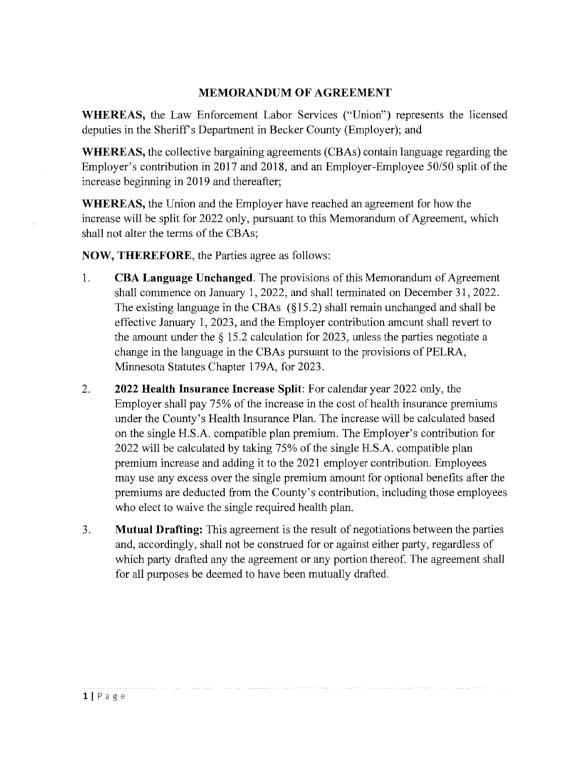**MEMORANDUM OF AGREEMENT**

**WHEREAS,** the Law Enforcement Labor Services ("Union") represents the licensed deputies in the Sheriff's Department in Becker County (Employer); and

**WHEREAS,** the collective bargaining agreements (CBAs) contain language regarding the Employer's contribution in 2017 and 2018, and an Employer-Employee 50/50 split of the increase beginning in 2019 and thereafter;

**WHEREAS,** the Union and the Employer have reached an agreement for how the increase will be split for 2022 only, pursuant to this Memorandum of Agreement, which shall not alter the terms of the CBAs;

**NOW, THEREFORE**, the Parties agree as follows:

1. **CBA Language Unchanged**. The provisions of this Memorandum of Agreement shall commence on January 1, 2022, and shall terminated on December 31, 2022. The existing language in the CBAs (§15.2) shall remain unchanged and shall be effective January 1, 2023, and the Employer contribution amount shall revert to the amount under the § 15.2 calculation for 2023, unless the parties negotiate a change in the language in the CBAs pursuant to the provisions of PELRA, Minnesota Statutes Chapter 179A, for 2023.

2. **2022 Health Insurance Increase Split**: For calendar year 2022 only, the Employer shall pay 75% of the increase in the cost of health insurance premiums under the County's Health Insurance Plan. The increase will be calculated based on the single H.S.A. compatible plan premium. The Employer's contribution for 2022 will be calculated by taking 75% of the single H.S.A. compatible plan premium increase and adding it to the 2021 employer contribution. Employees may use any excess over the single premium amount for optional benefits after the premiums are deducted from the County's contribution, including those employees who elect to waive the single required health plan.

3. **Mutual Drafting:** This agreement is the result of negotiations between the parties and, accordingly, shall not be construed for or against either party, regardless of which party drafted any the agreement or any portion thereof. The agreement shall for all purposes be deemed to have been mutually drafted.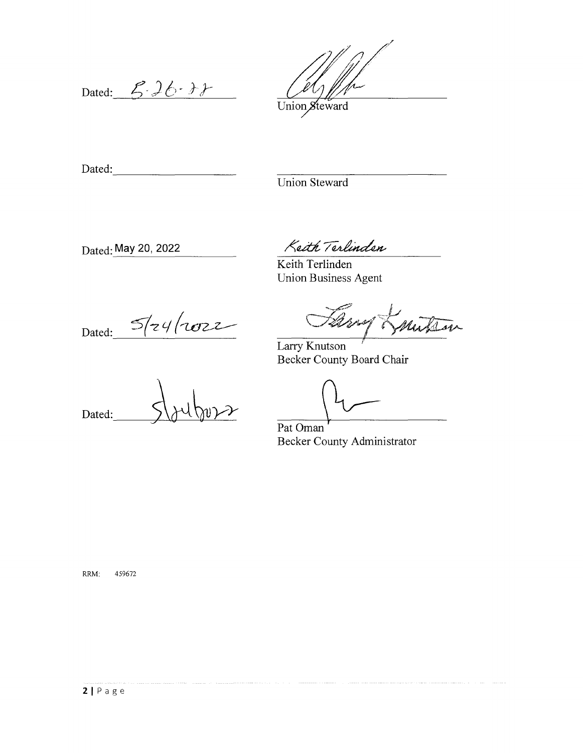Dated: 5-26-22 Union Steward

Dated: ____________ Union Steward

Dated: May 20, 2022 Keith Terlinden

Keith Terlinden
Union Business Agent

Dated: 5/24/2022 Larry Knutson

Larry Knutson
Becker County Board Chair

Dated: 5/24/2022

Pat Oman
Becker County Administrator

RRM: 459672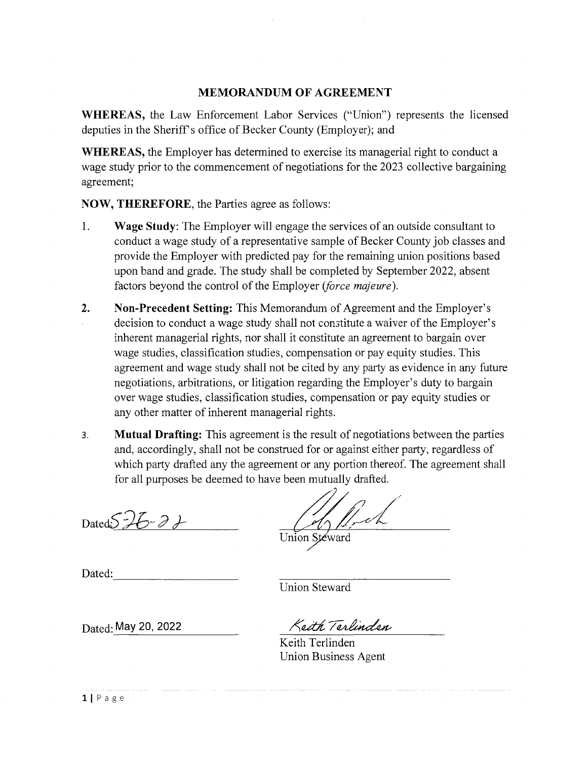## MEMORANDUM OF AGREEMENT

**WHEREAS,** the Law Enforcement Labor Services ("Union") represents the licensed deputies in the Sheriff's office of Becker County (Employer); and

**WHEREAS,** the Employer has determined to exercise its managerial right to conduct a wage study prior to the commencement of negotiations for the 2023 collective bargaining agreement;

**NOW, THEREFORE,** the Parties agree as follows:

1. **Wage Study:** The Employer will engage the services of an outside consultant to conduct a wage study of a representative sample of Becker County job classes and provide the Employer with predicted pay for the remaining union positions based upon band and grade. The study shall be completed by September 2022, absent factors beyond the control of the Employer (*force majeure*).

2. **Non-Precedent Setting:** This Memorandum of Agreement and the Employer's decision to conduct a wage study shall not constitute a waiver of the Employer's inherent managerial rights, nor shall it constitute an agreement to bargain over wage studies, classification studies, compensation or pay equity studies. This agreement and wage study shall not be cited by any party as evidence in any future negotiations, arbitrations, or litigation regarding the Employer's duty to bargain over wage studies, classification studies, compensation or pay equity studies or any other matter of inherent managerial rights.

3. **Mutual Drafting:** This agreement is the result of negotiations between the parties and, accordingly, shall not be construed for or against either party, regardless of which party drafted any the agreement or any portion thereof. The agreement shall for all purposes be deemed to have been mutually drafted.

Dated: 5-26-22 ______________________
Union Steward

Dated: ______________________ ______________________
Union Steward

Dated: May 20, 2022 *Keith Terlinden*
Keith Terlinden
Union Business Agent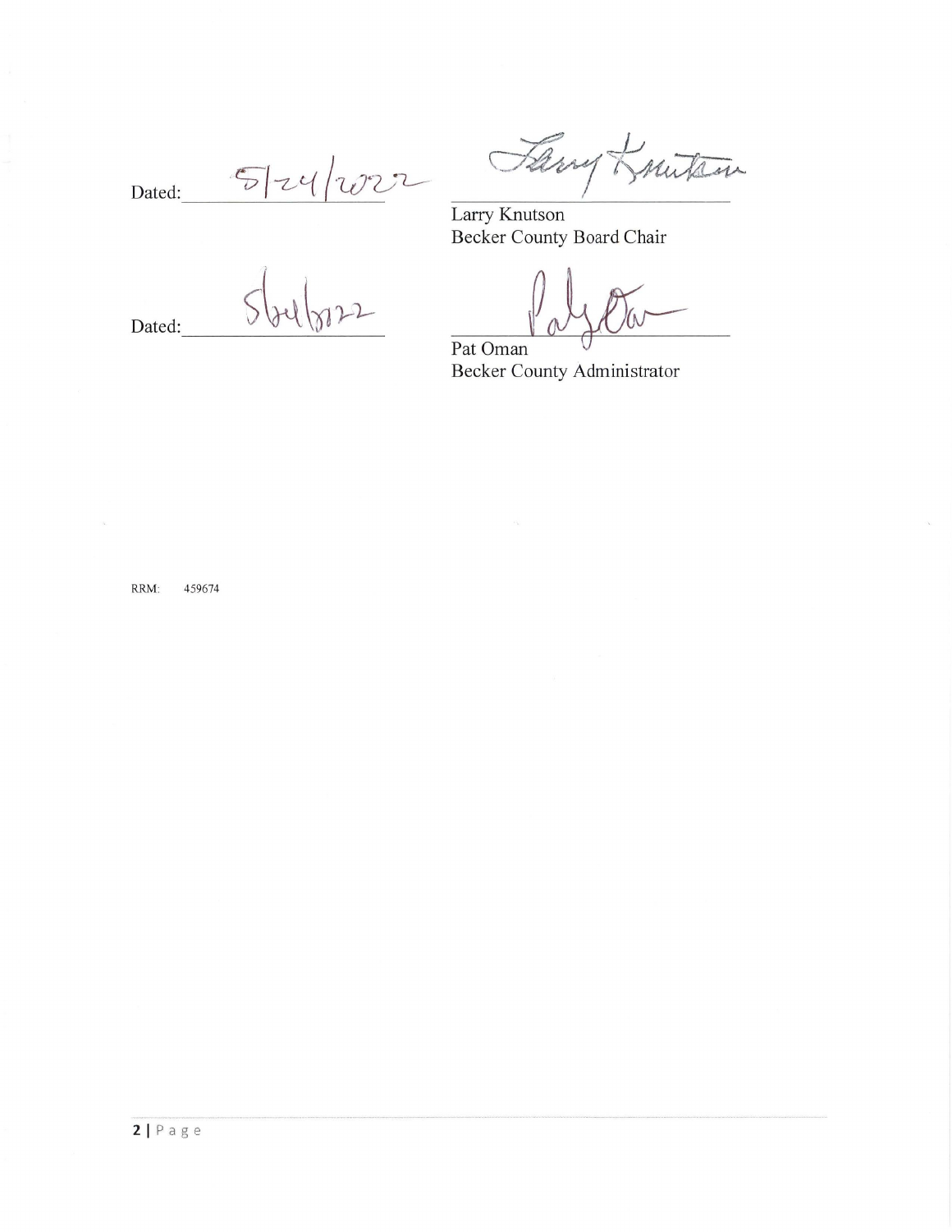Dated: 5/24/2022

Larry Knutson
Becker County Board Chair

Dated: 5/24/2022

Pat Oman
Becker County Administrator

RRM: 459674